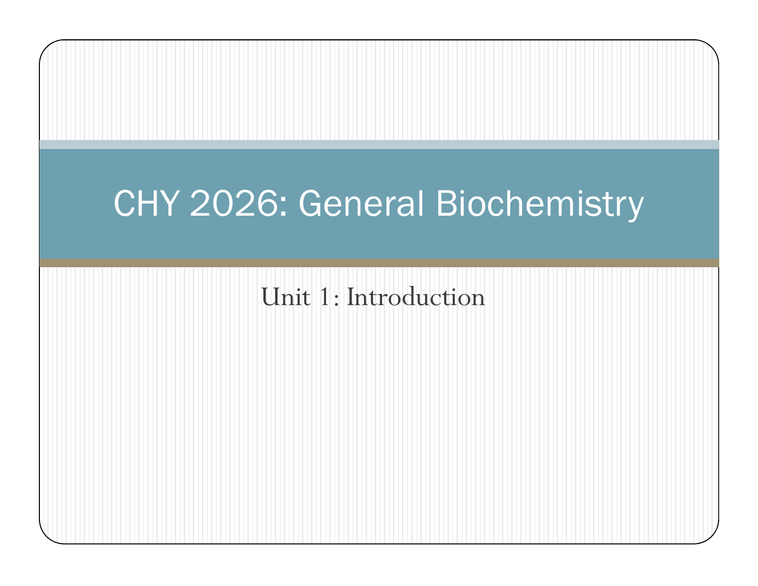# CHY 2026: General Biochemistry

## Unit 1: Introduction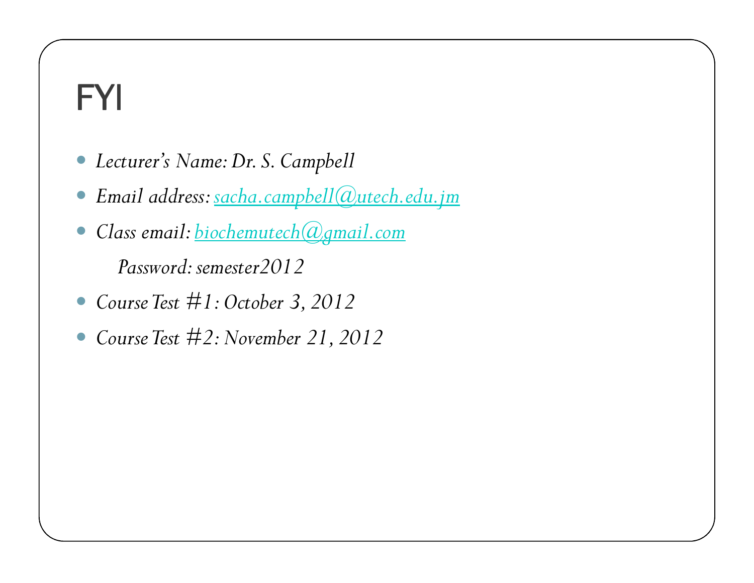# FYI

- *Lecturer's Name: Dr. S. Campbell*
- *Email address: sacha.campbell@utech.edu.jm*
- *Class email: biochemutech@gmail.com*

  *Password: semester2012*
- *Course Test #1: October 3, 2012*
- *Course Test #2: November 21, 2012*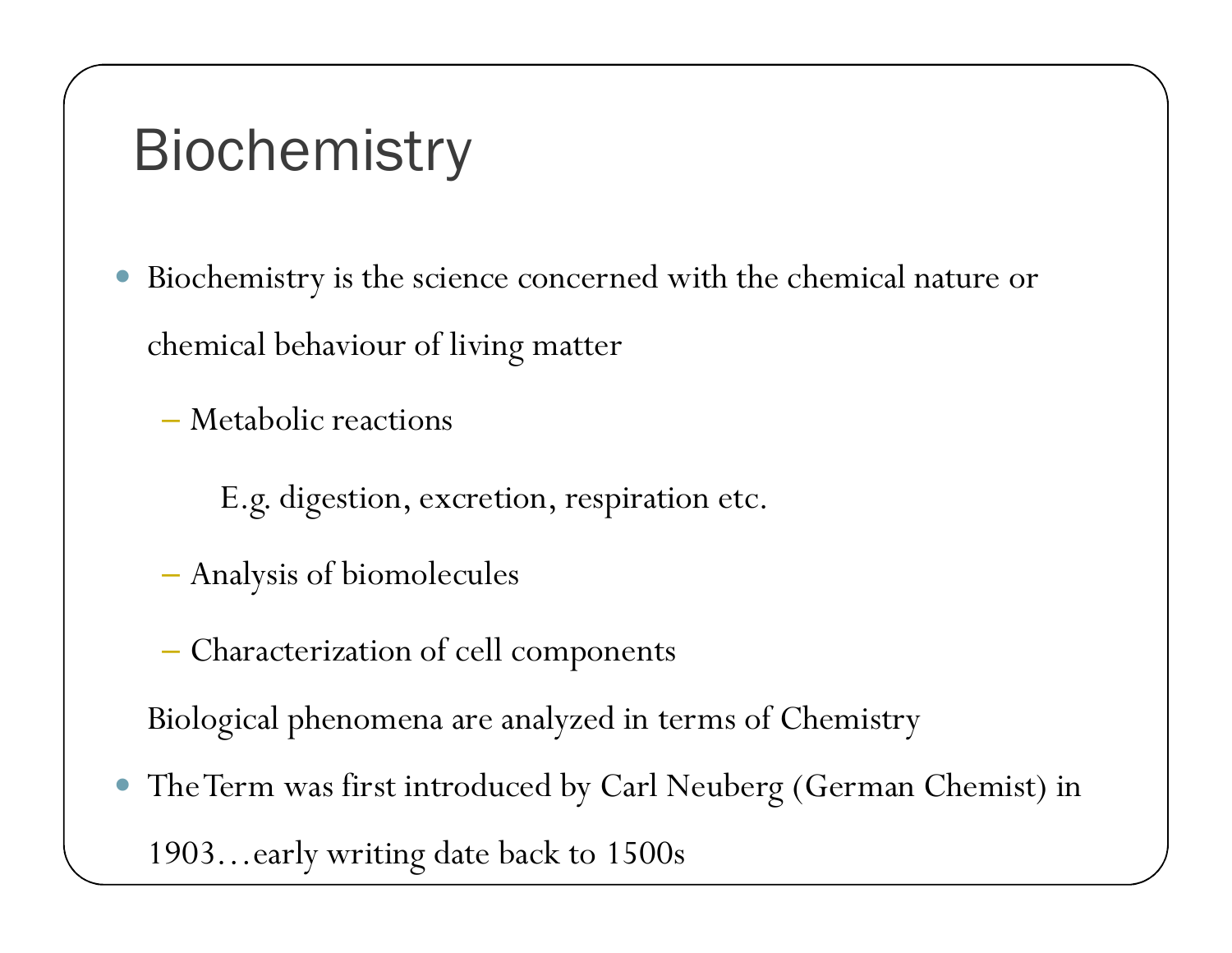# Biochemistry

- Biochemistry is the science concerned with the chemical nature or chemical behaviour of living matter
  - Metabolic reactions

    E.g. digestion, excretion, respiration etc.

  - Analysis of biomolecules
  - Characterization of cell components

  Biological phenomena are analyzed in terms of Chemistry

- The Term was first introduced by Carl Neuberg (German Chemist) in 1903…early writing date back to 1500s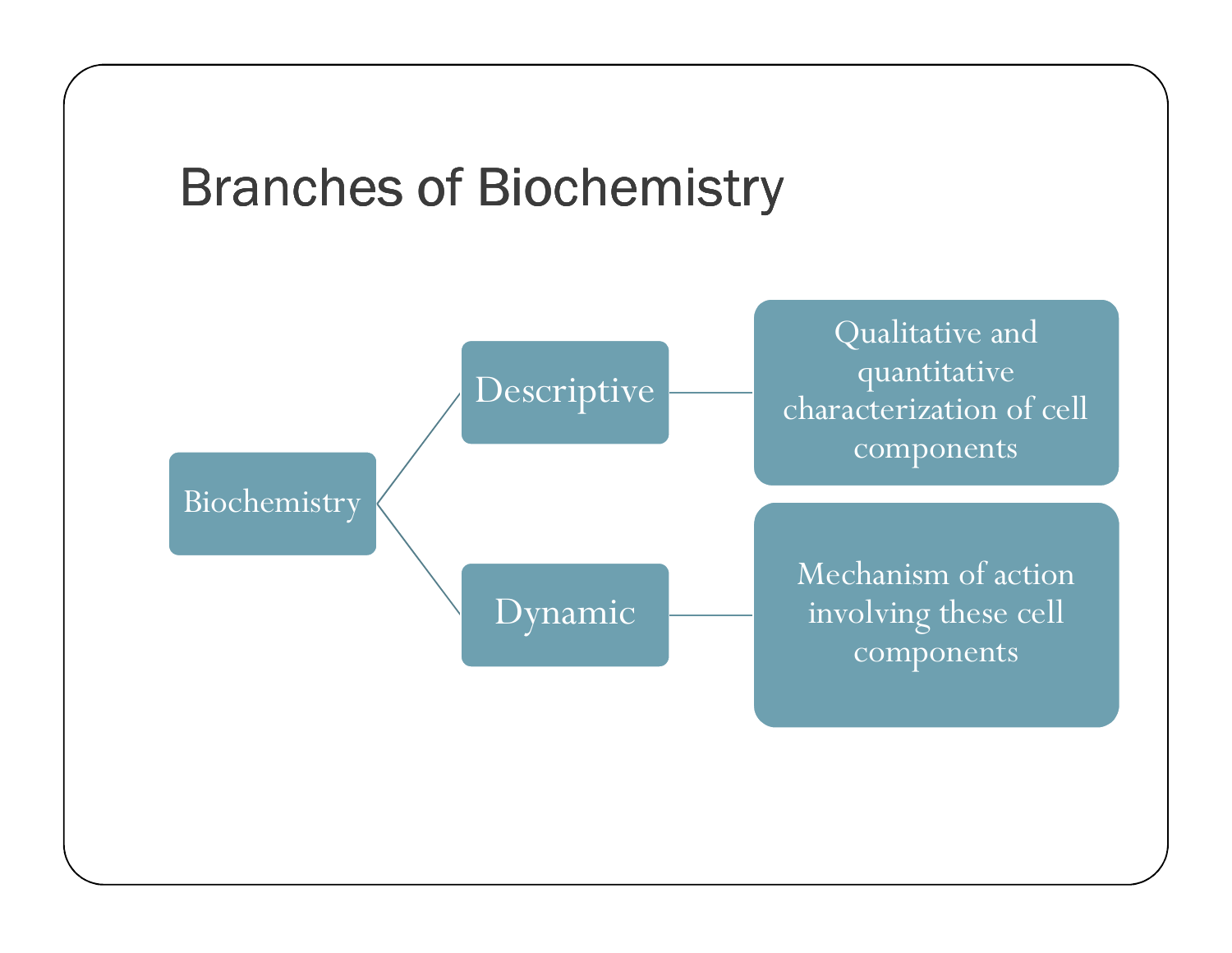# Branches of Biochemistry

- Biochemistry
  - Descriptive
    - Qualitative and quantitative characterization of cell components
  - Dynamic
    - Mechanism of action involving these cell components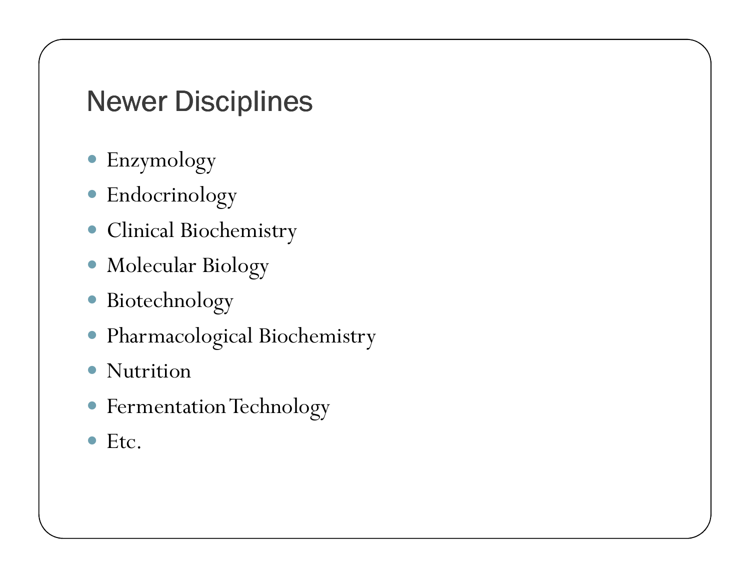## Newer Disciplines

- Enzymology
- Endocrinology
- Clinical Biochemistry
- Molecular Biology
- Biotechnology
- Pharmacological Biochemistry
- Nutrition
- Fermentation Technology
- Etc.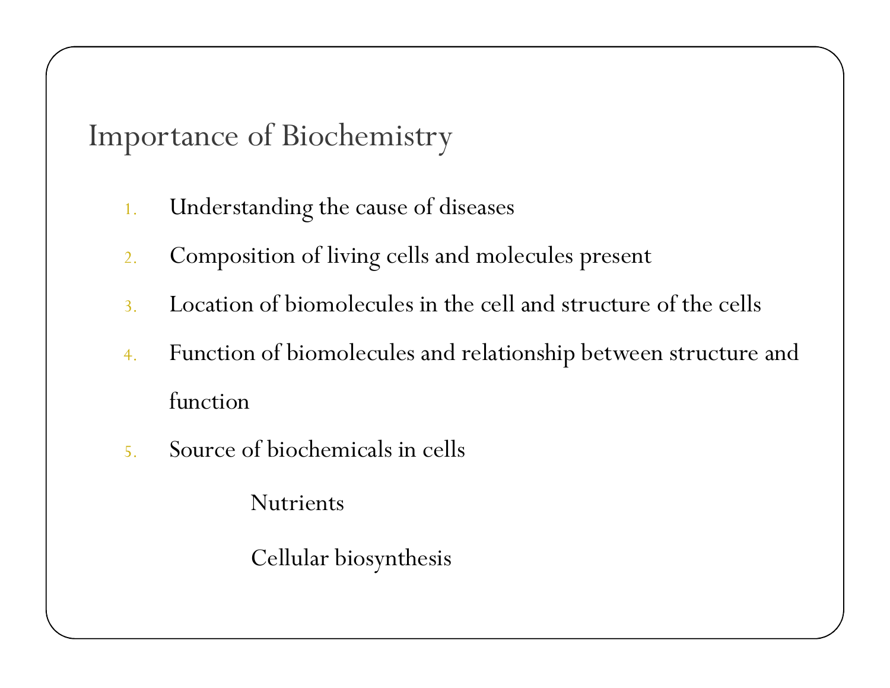# Importance of Biochemistry

1. Understanding the cause of diseases
2. Composition of living cells and molecules present
3. Location of biomolecules in the cell and structure of the cells
4. Function of biomolecules and relationship between structure and function
5. Source of biochemicals in cells
    - Nutrients
    - Cellular biosynthesis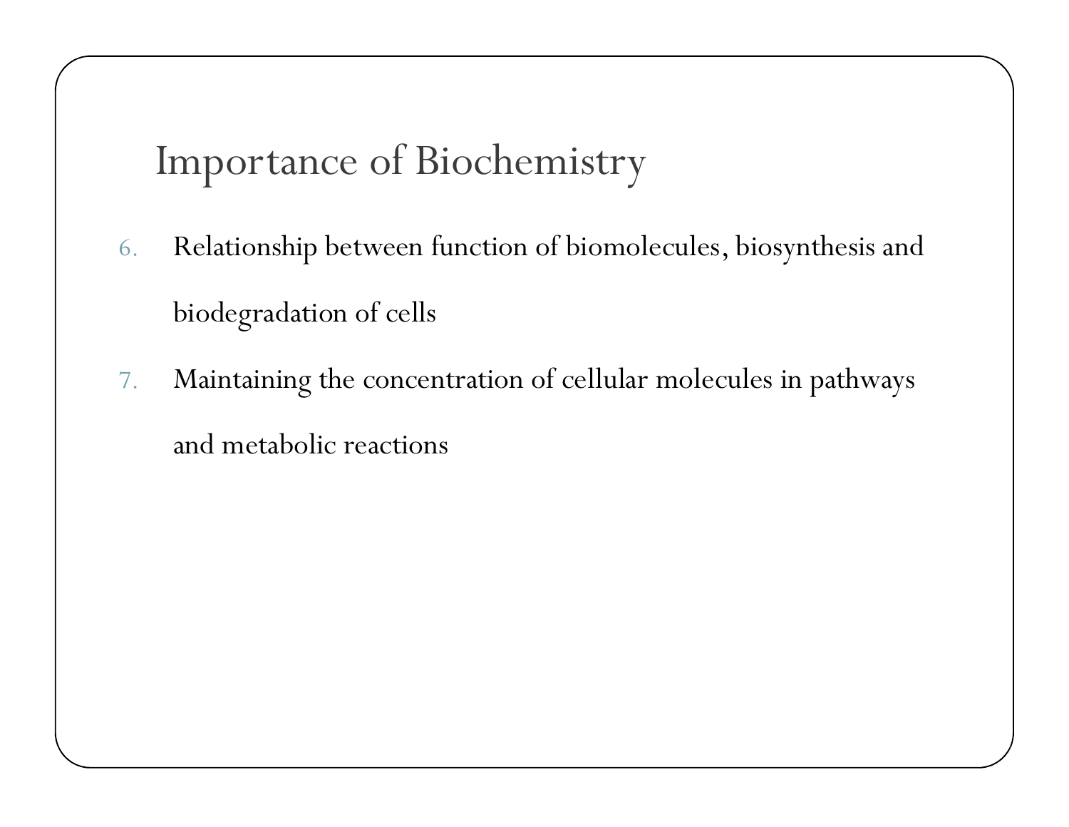# Importance of Biochemistry

6. Relationship between function of biomolecules, biosynthesis and biodegradation of cells
7. Maintaining the concentration of cellular molecules in pathways and metabolic reactions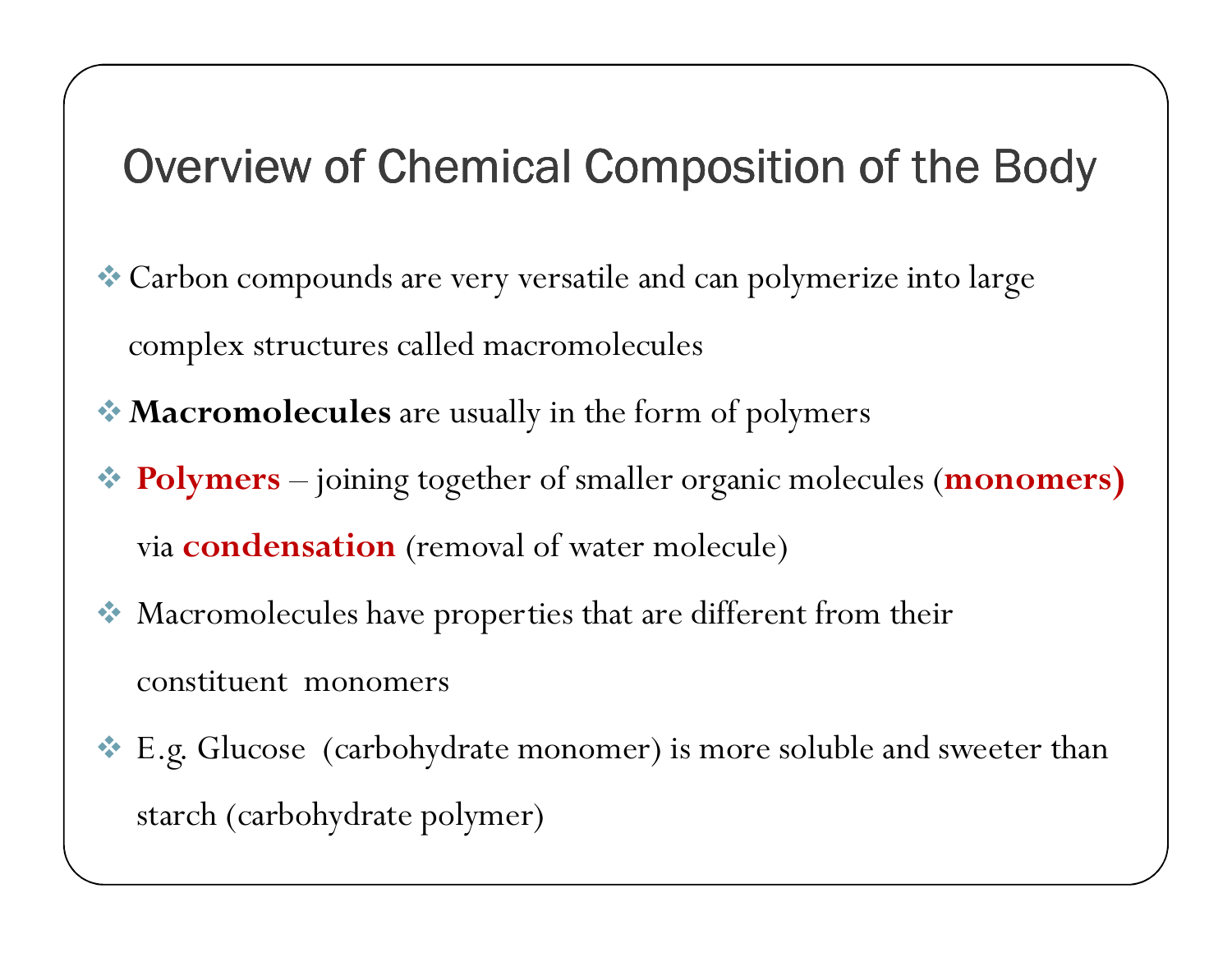# Overview of Chemical Composition of the Body

- Carbon compounds are very versatile and can polymerize into large complex structures called macromolecules
- **Macromolecules** are usually in the form of polymers
- **Polymers** – joining together of smaller organic molecules (**monomers)** via **condensation** (removal of water molecule)
- Macromolecules have properties that are different from their constituent monomers
- E.g. Glucose (carbohydrate monomer) is more soluble and sweeter than starch (carbohydrate polymer)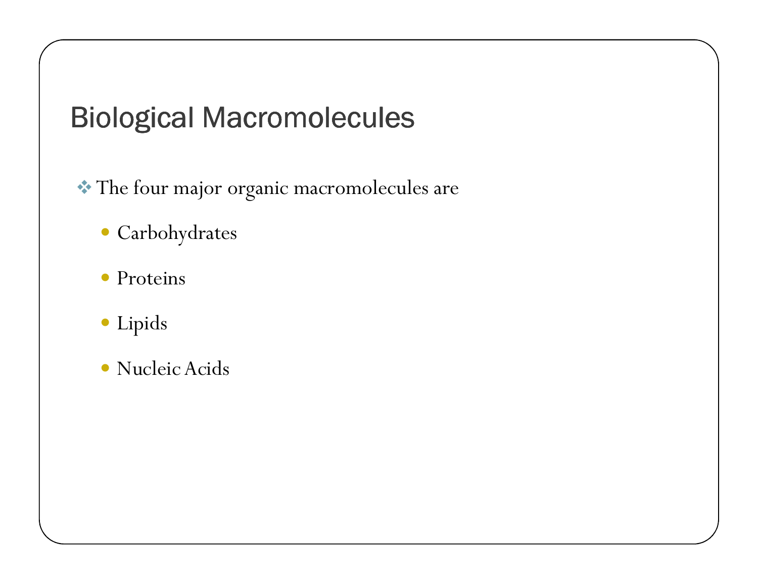# Biological Macromolecules

- The four major organic macromolecules are
  - Carbohydrates
  - Proteins
  - Lipids
  - Nucleic Acids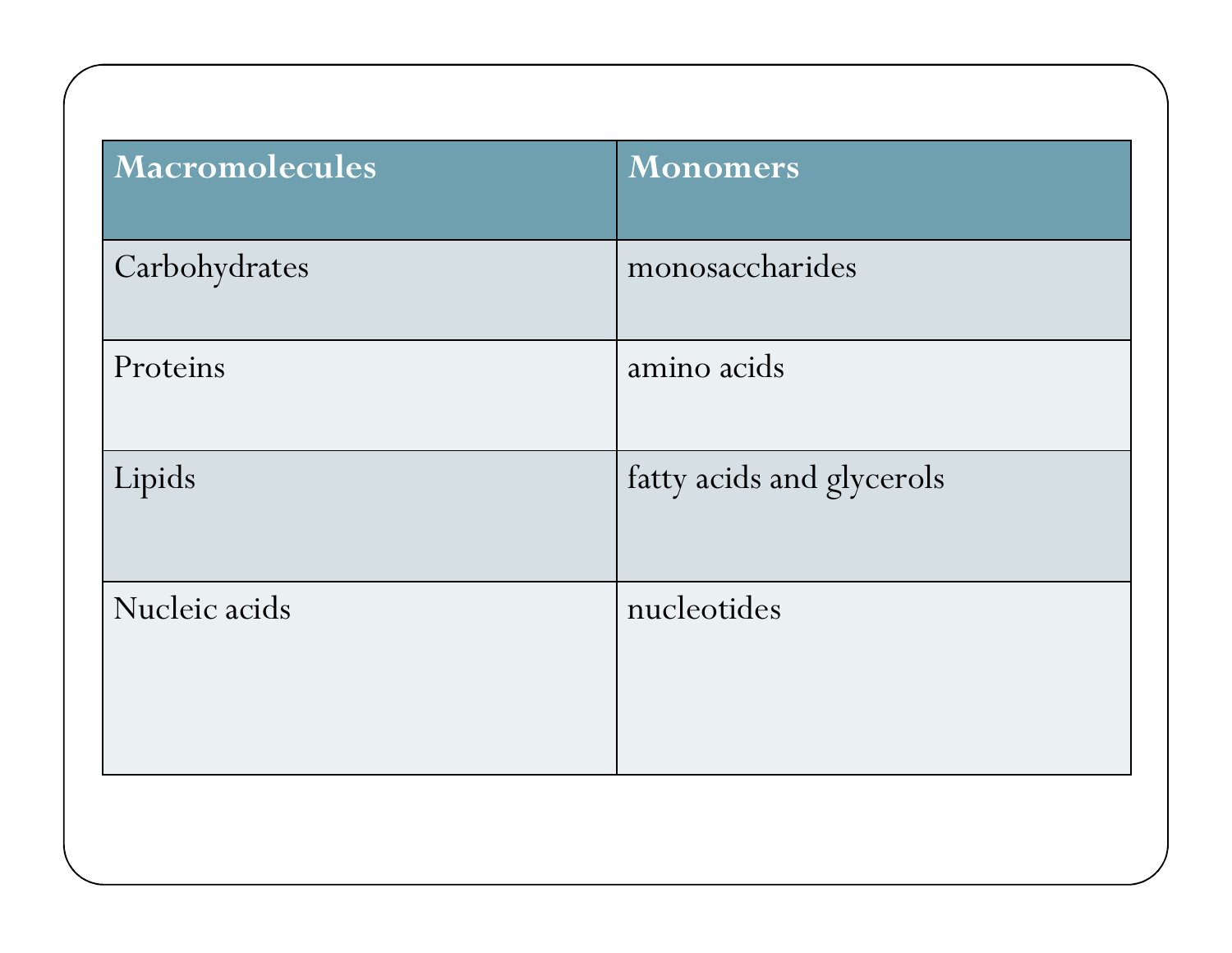| Macromolecules | Monomers |
|---|---|
| Carbohydrates | monosaccharides |
| Proteins | amino acids |
| Lipids | fatty acids and glycerols |
| Nucleic acids | nucleotides |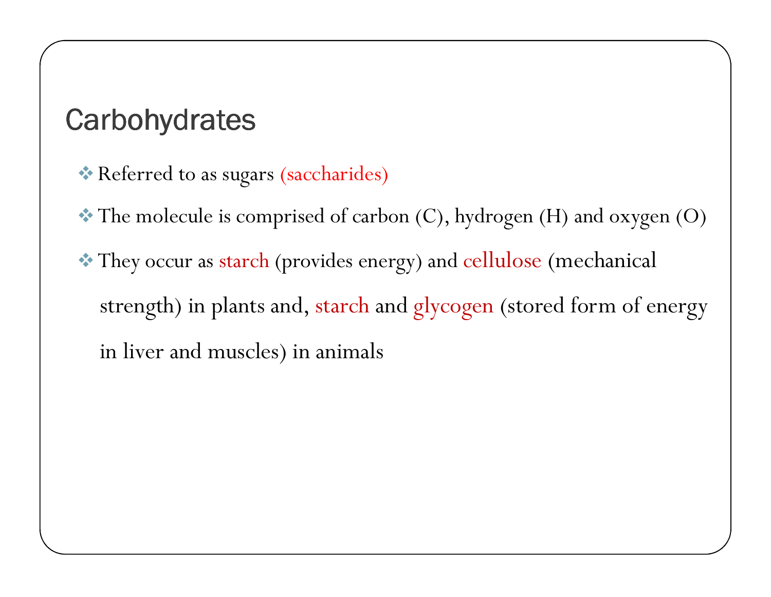# Carbohydrates

- Referred to as sugars (saccharides)
- The molecule is comprised of carbon (C), hydrogen (H) and oxygen (O)
- They occur as starch (provides energy) and cellulose (mechanical strength) in plants and, starch and glycogen (stored form of energy in liver and muscles) in animals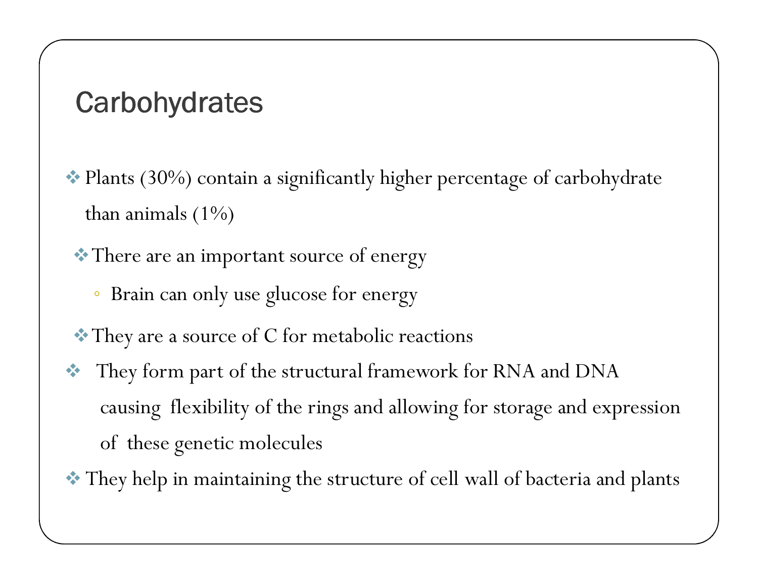## Carbohydrates

- Plants (30%) contain a significantly higher percentage of carbohydrate than animals (1%)
- There are an important source of energy
  - Brain can only use glucose for energy
- They are a source of C for metabolic reactions
- They form part of the structural framework for RNA and DNA causing flexibility of the rings and allowing for storage and expression of these genetic molecules
- They help in maintaining the structure of cell wall of bacteria and plants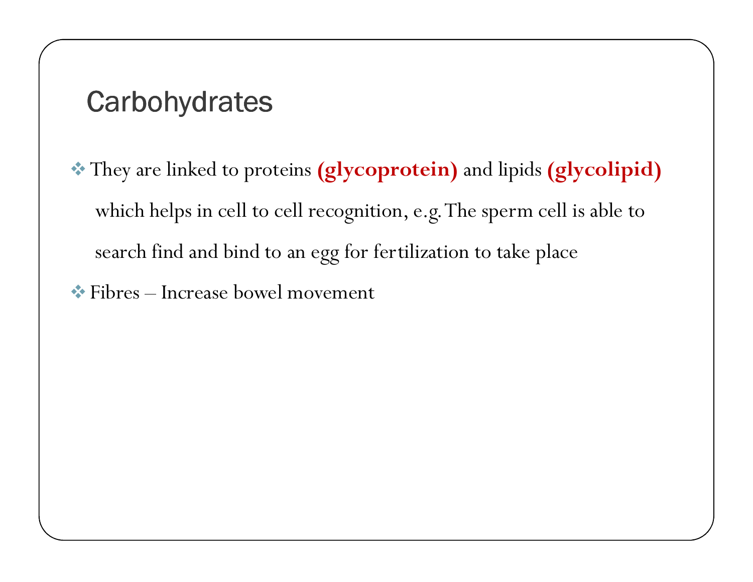## Carbohydrates

- They are linked to proteins **(glycoprotein)** and lipids **(glycolipid)** which helps in cell to cell recognition, e.g. The sperm cell is able to search find and bind to an egg for fertilization to take place
- Fibres – Increase bowel movement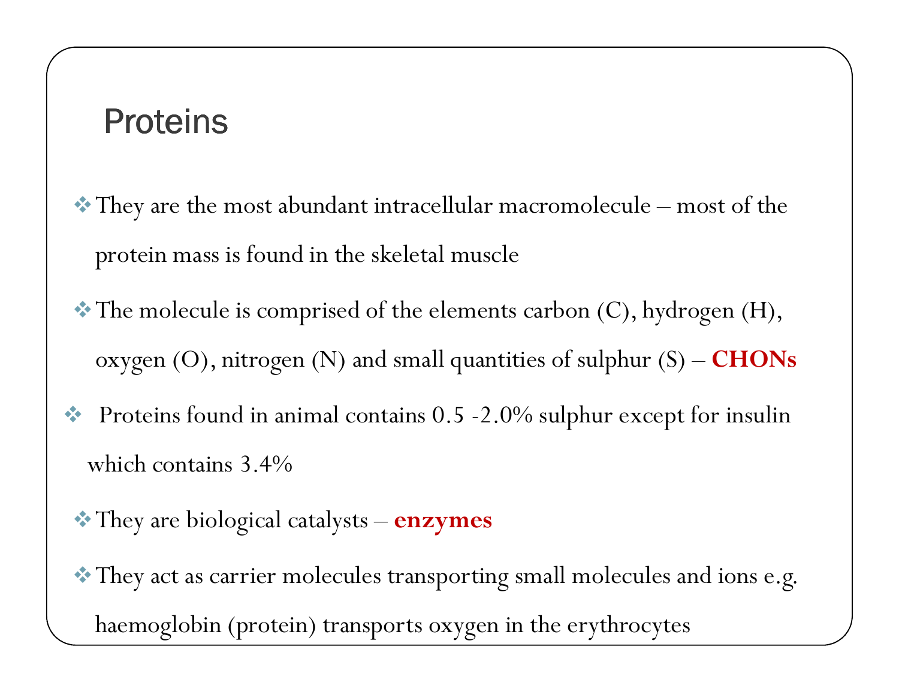## Proteins

- They are the most abundant intracellular macromolecule – most of the protein mass is found in the skeletal muscle
- The molecule is comprised of the elements carbon (C), hydrogen (H), oxygen (O), nitrogen (N) and small quantities of sulphur (S) – **CHONs**
- Proteins found in animal contains 0.5 -2.0% sulphur except for insulin which contains 3.4%
- They are biological catalysts – **enzymes**
- They act as carrier molecules transporting small molecules and ions e.g. haemoglobin (protein) transports oxygen in the erythrocytes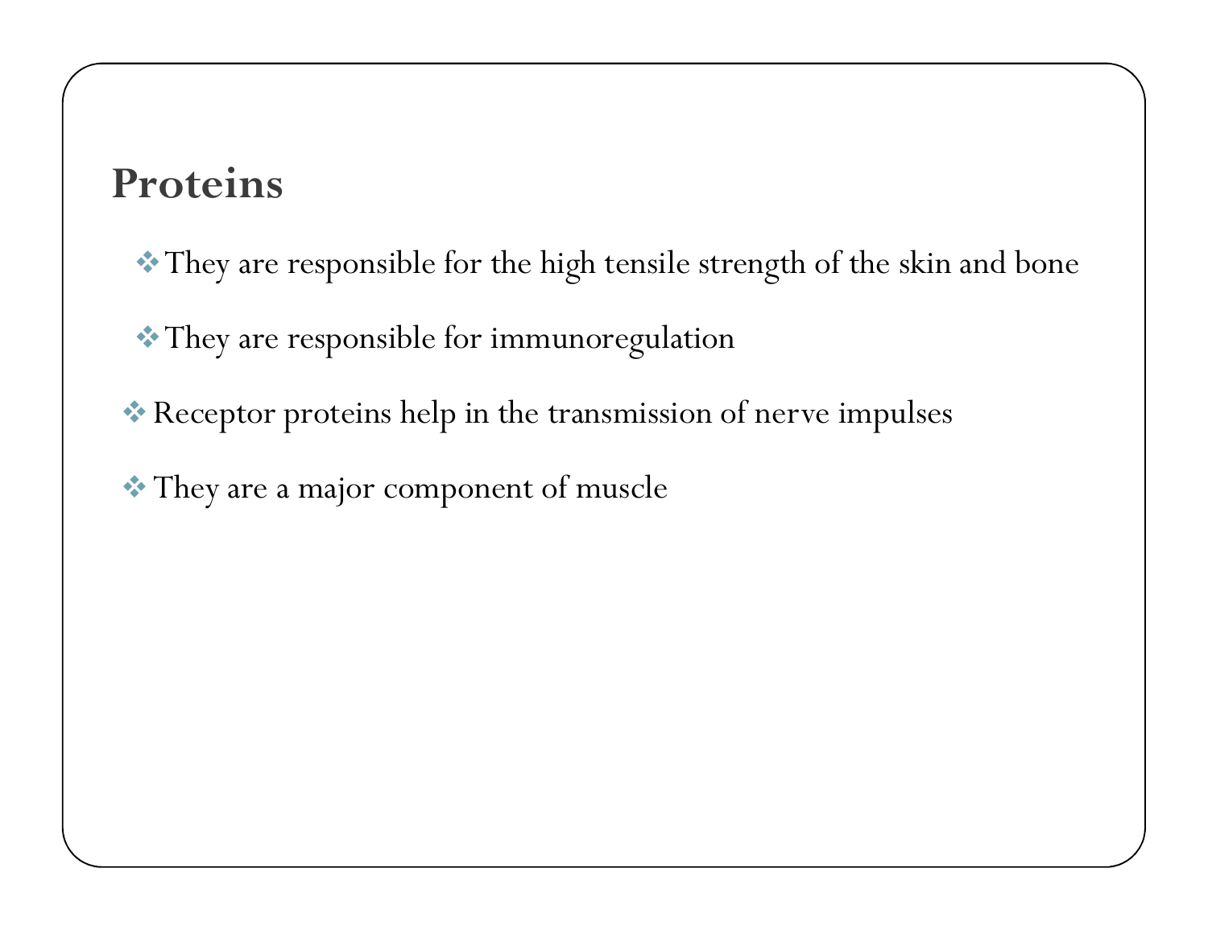## Proteins

- They are responsible for the high tensile strength of the skin and bone
- They are responsible for immunoregulation
- Receptor proteins help in the transmission of nerve impulses
- They are a major component of muscle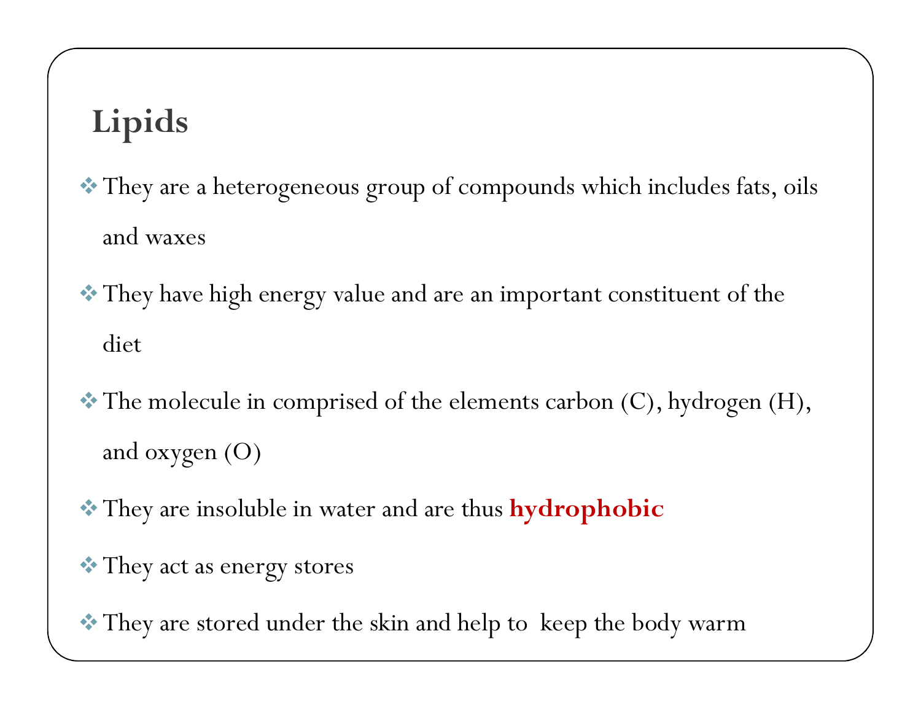# Lipids

- They are a heterogeneous group of compounds which includes fats, oils and waxes
- They have high energy value and are an important constituent of the diet
- The molecule in comprised of the elements carbon (C), hydrogen (H), and oxygen (O)
- They are insoluble in water and are thus **hydrophobic**
- They act as energy stores
- They are stored under the skin and help to keep the body warm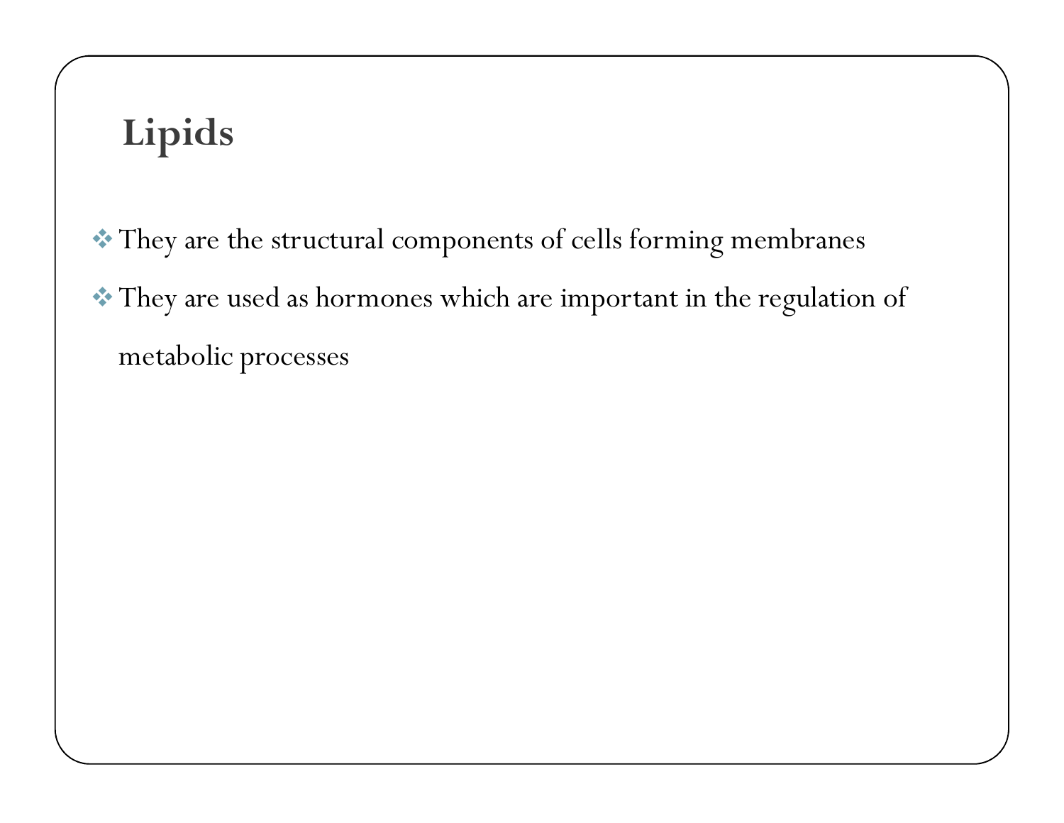# Lipids

- They are the structural components of cells forming membranes
- They are used as hormones which are important in the regulation of metabolic processes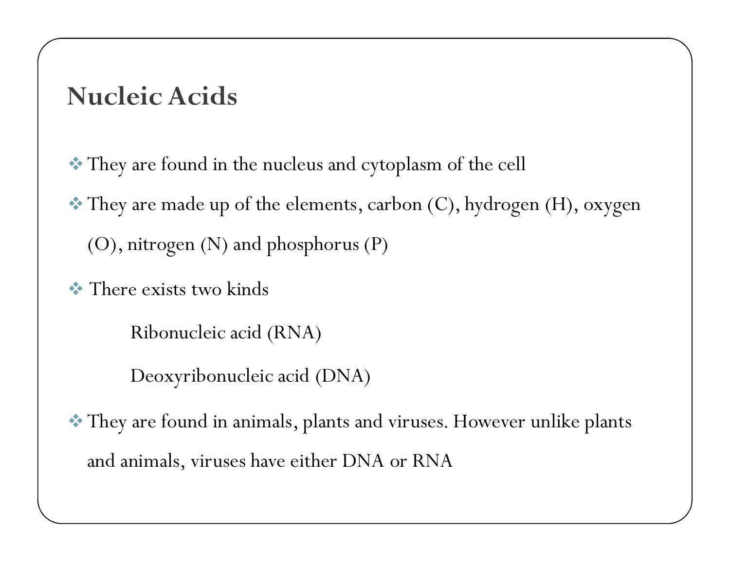# Nucleic Acids

- They are found in the nucleus and cytoplasm of the cell
- They are made up of the elements, carbon (C), hydrogen (H), oxygen (O), nitrogen (N) and phosphorus (P)
- There exists two kinds

  Ribonucleic acid (RNA)

  Deoxyribonucleic acid (DNA)

- They are found in animals, plants and viruses. However unlike plants and animals, viruses have either DNA or RNA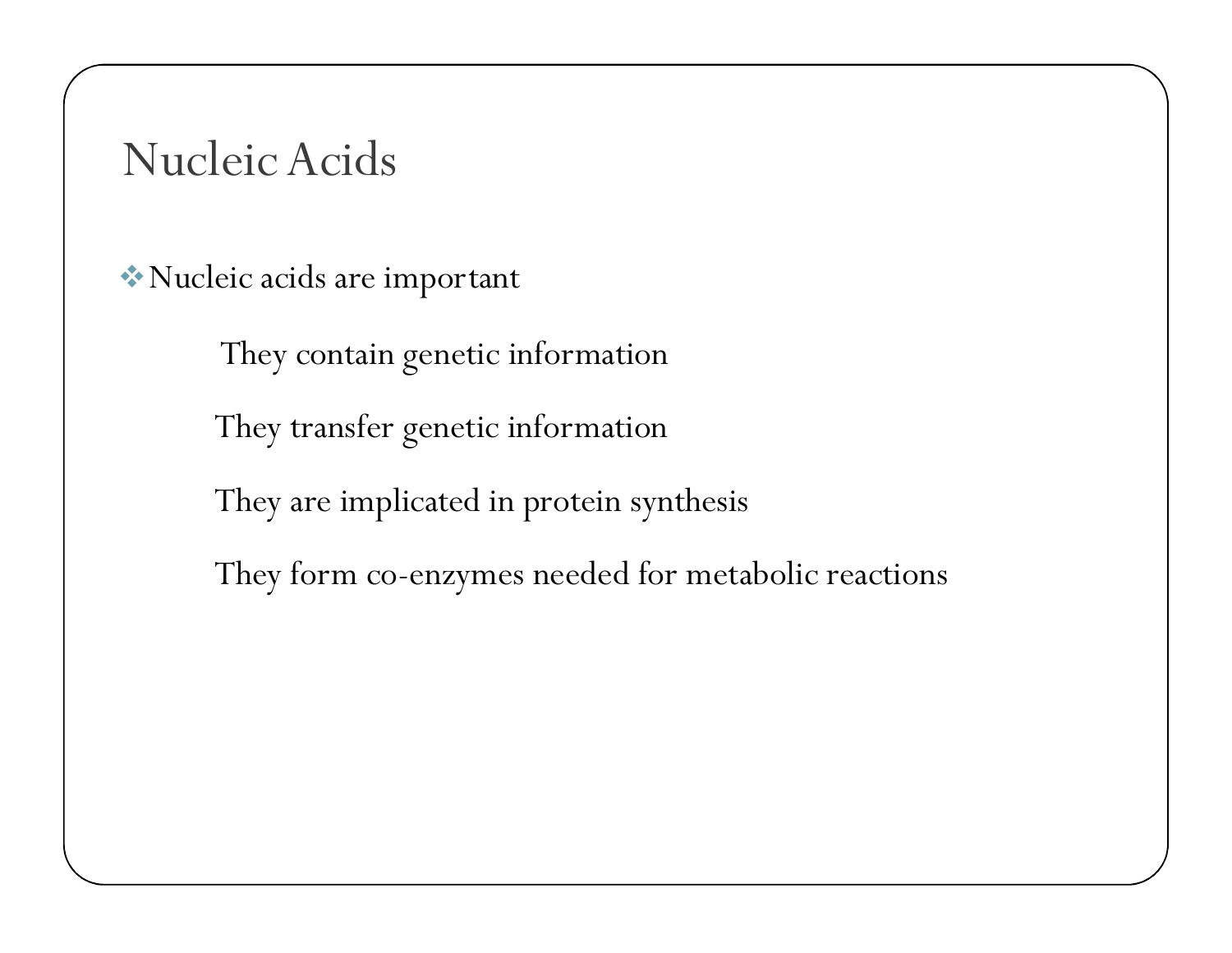# Nucleic Acids

- Nucleic acids are important

  They contain genetic information

  They transfer genetic information

  They are implicated in protein synthesis

  They form co-enzymes needed for metabolic reactions